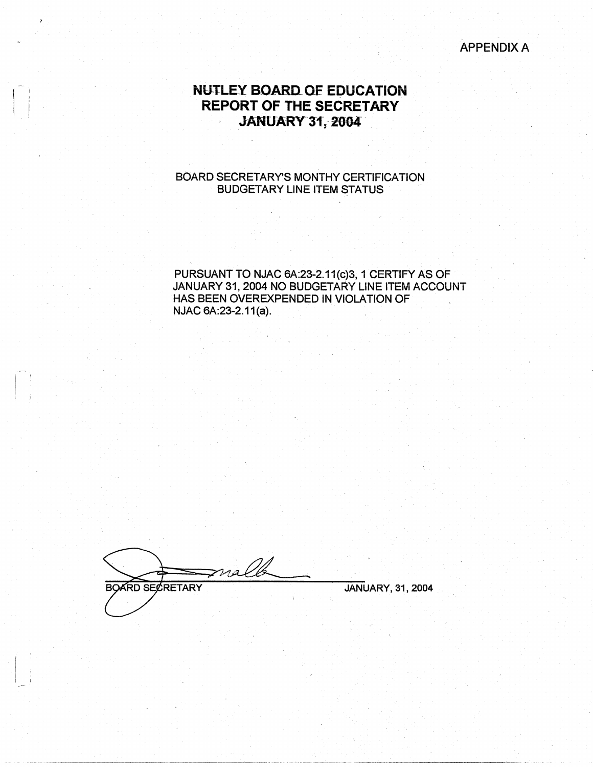APPENDIX A

# NUTLEY BOARD OF EDUCATION
# REPORT OF THE SECRETARY
# JANUARY 31, 2004

BOARD SECRETARY'S MONTHY CERTIFICATION
BUDGETARY LINE ITEM STATUS

PURSUANT TO NJAC 6A:23-2.11(c)3, 1 CERTIFY AS OF JANUARY 31, 2004 NO BUDGETARY LINE ITEM ACCOUNT HAS BEEN OVEREXPENDED IN VIOLATION OF NJAC 6A:23-2.11(a).

BOARD SECRETARY

JANUARY, 31, 2004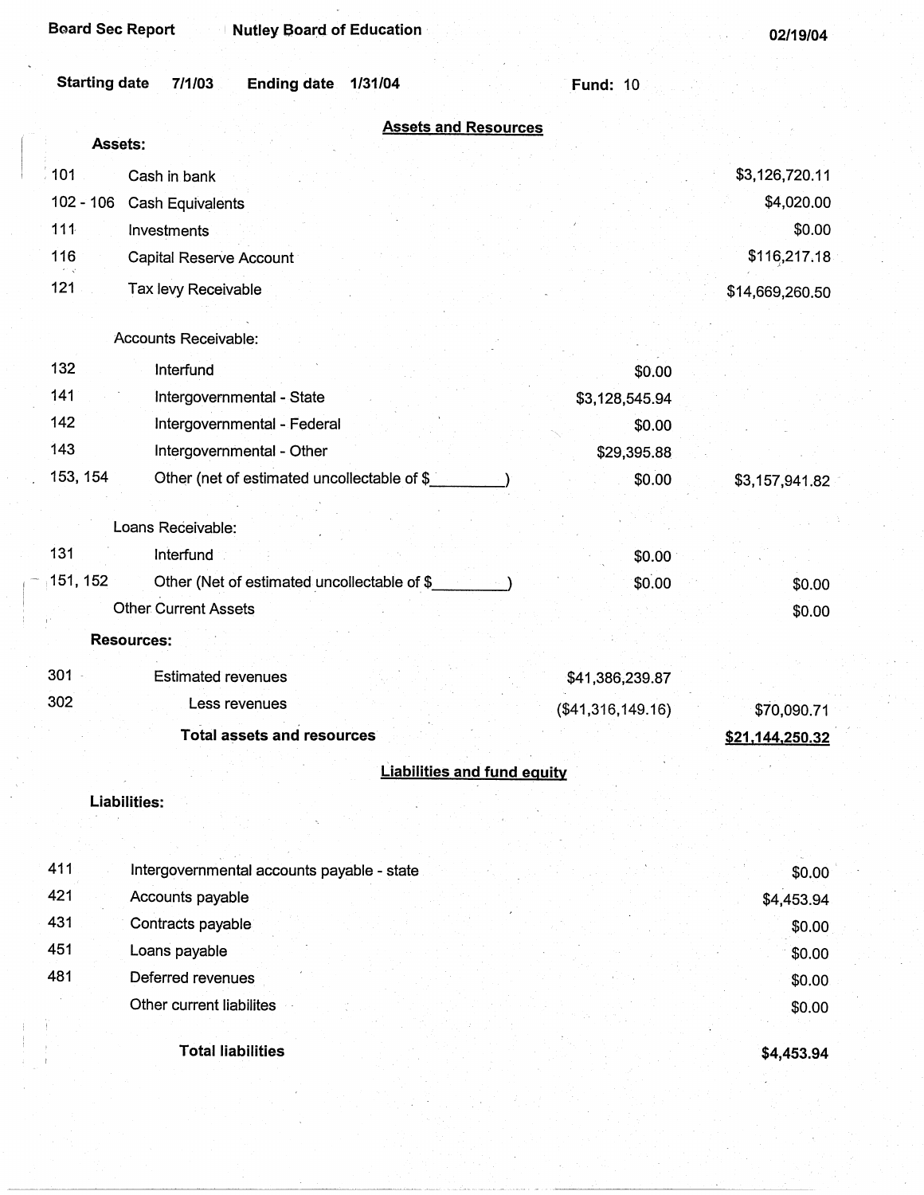Board Sec Report | Nutley Board of Education | 02/19/04

Starting date 7/1/03 Ending date 1/31/04 Fund: 10

## Assets and Resources

| | | | |
|---|---|---|---|
| **Assets:** | | | |
| 101 | Cash in bank | | $3,126,720.11 |
| 102 - 106 | Cash Equivalents | | $4,020.00 |
| 111 | Investments | | $0.00 |
| 116 | Capital Reserve Account | | $116,217.18 |
| 121 | Tax levy Receivable | | $14,669,260.50 |
| | Accounts Receivable: | | |
| 132 | Interfund | $0.00 | |
| 141 | Intergovernmental - State | $3,128,545.94 | |
| 142 | Intergovernmental - Federal | $0.00 | |
| 143 | Intergovernmental - Other | $29,395.88 | |
| 153, 154 | Other (net of estimated uncollectable of $_________) | $0.00 | $3,157,941.82 |
| | Loans Receivable: | | |
| 131 | Interfund | $0.00 | |
| 151, 152 | Other (Net of estimated uncollectable of $_________) | $0.00 | $0.00 |
| | Other Current Assets | | $0.00 |
| **Resources:** | | | |
| 301 | Estimated revenues | $41,386,239.87 | |
| 302 | Less revenues | ($41,316,149.16) | $70,090.71 |
| | **Total assets and resources** | | **$21,144,250.32** |

## Liabilities and fund equity

| | | |
|---|---|---|
| **Liabilities:** | | |
| 411 | Intergovernmental accounts payable - state | $0.00 |
| 421 | Accounts payable | $4,453.94 |
| 431 | Contracts payable | $0.00 |
| 451 | Loans payable | $0.00 |
| 481 | Deferred revenues | $0.00 |
| | Other current liabilites | $0.00 |
| | **Total liabilities** | **$4,453.94** |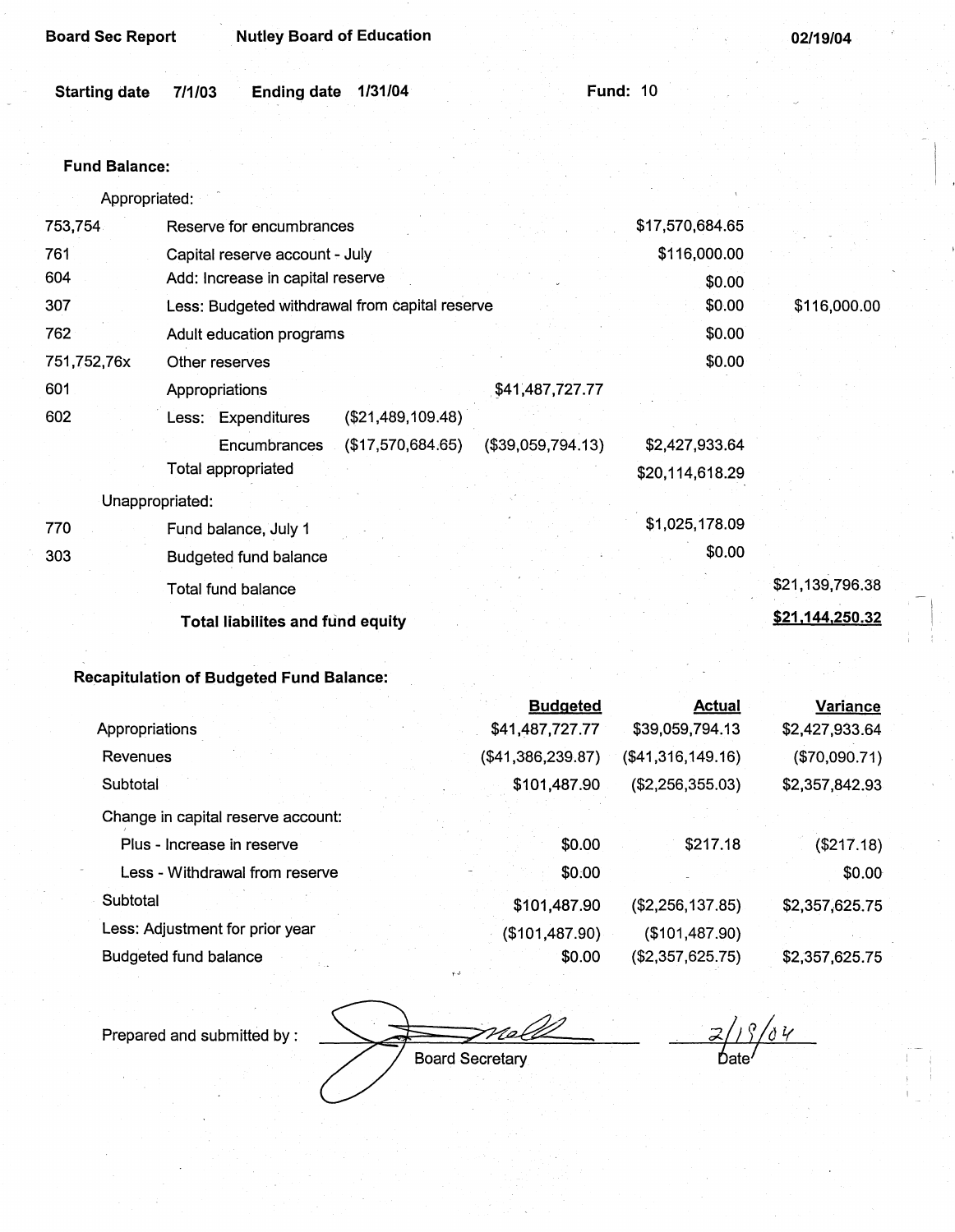Board Sec Report | Nutley Board of Education | 02/19/04

**Starting date** 7/1/03 **Ending date** 1/31/04 **Fund:** 10

**Fund Balance:**

| | | | | | |
|---|---|---|---|---|---|
| | Appropriated: | | | | |
| 753,754 | Reserve for encumbrances | | | $17,570,684.65 | |
| 761 | Capital reserve account - July | | | $116,000.00 | |
| 604 | Add: Increase in capital reserve | | | $0.00 | |
| 307 | Less: Budgeted withdrawal from capital reserve | | | $0.00 | $116,000.00 |
| 762 | Adult education programs | | | $0.00 | |
| 751,752,76x | Other reserves | | | $0.00 | |
| 601 | Appropriations | | $41,487,727.77 | | |
| 602 | Less: Expenditures | ($21,489,109.48) | | | |
| | Encumbrances | ($17,570,684.65) | ($39,059,794.13) | $2,427,933.64 | |
| | Total appropriated | | | $20,114,618.29 | |
| | Unappropriated: | | | | |
| 770 | Fund balance, July 1 | | | $1,025,178.09 | |
| 303 | Budgeted fund balance | | | $0.00 | |
| | Total fund balance | | | | $21,139,796.38 |
| | **Total liabilites and fund equity** | | | | **$21,144,250.32** |

**Recapitulation of Budgeted Fund Balance:**

| | Budgeted | Actual | Variance |
|---|---|---|---|
| Appropriations | $41,487,727.77 | $39,059,794.13 | $2,427,933.64 |
| Revenues | ($41,386,239.87) | ($41,316,149.16) | ($70,090.71) |
| Subtotal | $101,487.90 | ($2,256,355.03) | $2,357,842.93 |
| Change in capital reserve account: | | | |
| Plus - Increase in reserve | $0.00 | $217.18 | ($217.18) |
| Less - Withdrawal from reserve | $0.00 | | $0.00 |
| Subtotal | $101,487.90 | ($2,256,137.85) | $2,357,625.75 |
| Less: Adjustment for prior year | ($101,487.90) | ($101,487.90) | |
| Budgeted fund balance | $0.00 | ($2,357,625.75) | $2,357,625.75 |

Prepared and submitted by : ______________________ Board Secretary  2/19/04 Date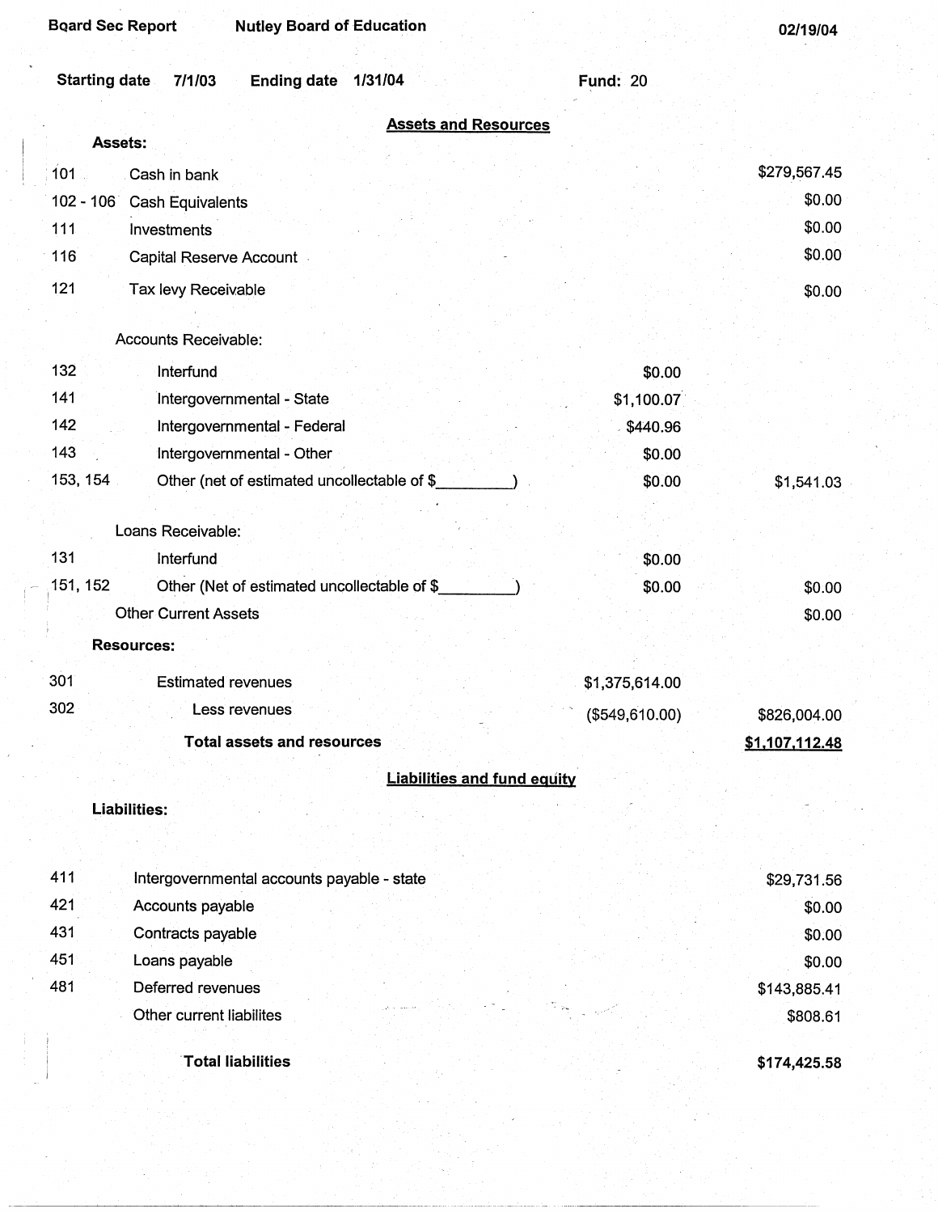Board Sec Report | Nutley Board of Education | 02/19/04

Starting date 7/1/03 Ending date 1/31/04 Fund: 20

## Assets and Resources

| Account | Description | Detail | Total |
|---|---|---|---|
| | **Assets:** | | |
| 101 | Cash in bank | | $279,567.45 |
| 102 - 106 | Cash Equivalents | | $0.00 |
| 111 | Investments | | $0.00 |
| 116 | Capital Reserve Account | | $0.00 |
| 121 | Tax levy Receivable | | $0.00 |
| | Accounts Receivable: | | |
| 132 | Interfund | $0.00 | |
| 141 | Intergovernmental - State | $1,100.07 | |
| 142 | Intergovernmental - Federal | $440.96 | |
| 143 | Intergovernmental - Other | $0.00 | |
| 153, 154 | Other (net of estimated uncollectable of $_________) | $0.00 | $1,541.03 |
| | Loans Receivable: | | |
| 131 | Interfund | $0.00 | |
| 151, 152 | Other (Net of estimated uncollectable of $_________) | $0.00 | $0.00 |
| | Other Current Assets | | $0.00 |
| | **Resources:** | | |
| 301 | Estimated revenues | $1,375,614.00 | |
| 302 | Less revenues | ($549,610.00) | $826,004.00 |
| | **Total assets and resources** | | **$1,107,112.48** |

## Liabilities and fund equity

| Account | Description | Total |
|---|---|---|
| | **Liabilities:** | |
| 411 | Intergovernmental accounts payable - state | $29,731.56 |
| 421 | Accounts payable | $0.00 |
| 431 | Contracts payable | $0.00 |
| 451 | Loans payable | $0.00 |
| 481 | Deferred revenues | $143,885.41 |
| | Other current liabilites | $808.61 |
| | **Total liabilities** | **$174,425.58** |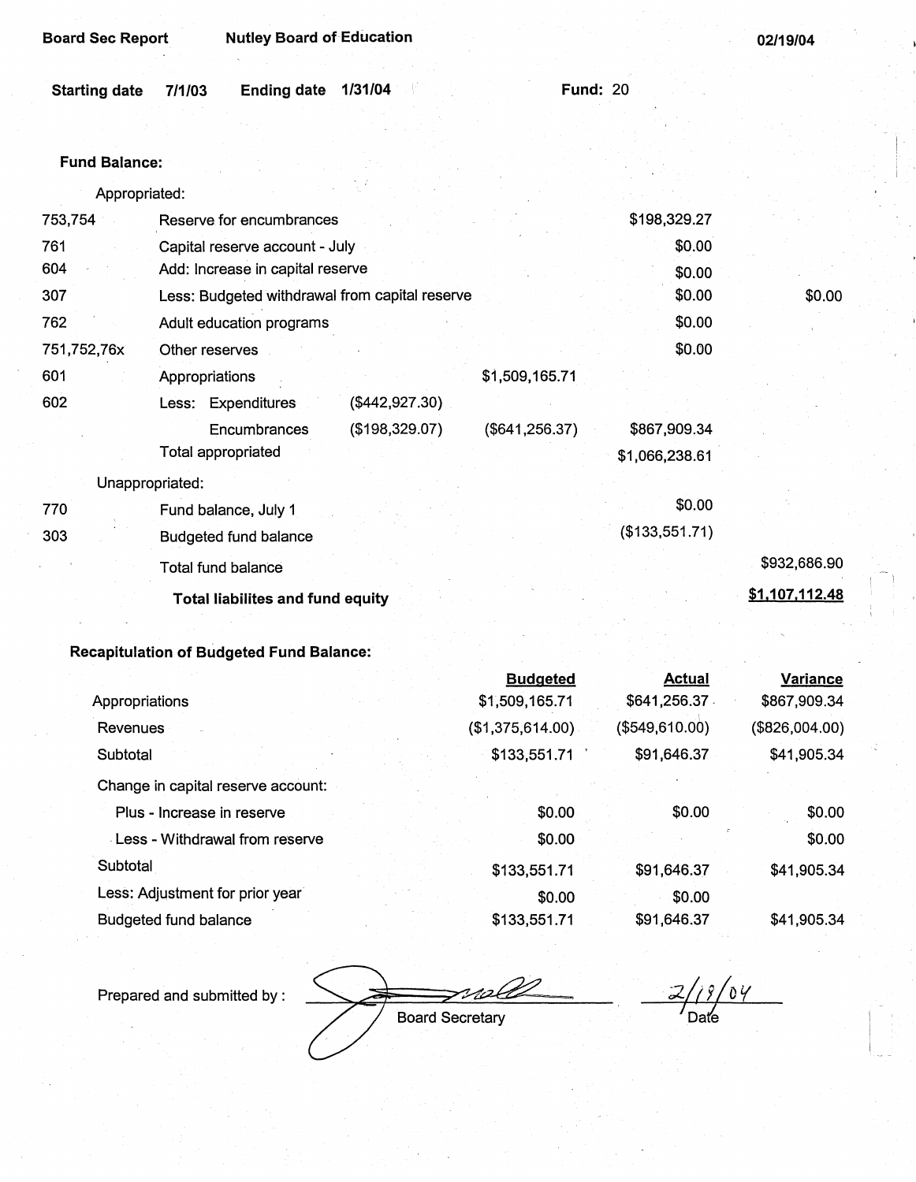**Board Sec Report** **Nutley Board of Education** **02/19/04**

**Starting date** 7/1/03 **Ending date** 1/31/04 **Fund:** 20

**Fund Balance:**

| | | | | | |
|---|---|---|---|---|---|
| | Appropriated: | | | | |
| 753,754 | Reserve for encumbrances | | | $198,329.27 | |
| 761 | Capital reserve account - July | | | $0.00 | |
| 604 | Add: Increase in capital reserve | | | $0.00 | |
| 307 | Less: Budgeted withdrawal from capital reserve | | | $0.00 | $0.00 |
| 762 | Adult education programs | | | $0.00 | |
| 751,752,76x | Other reserves | | | $0.00 | |
| 601 | Appropriations | | $1,509,165.71 | | |
| 602 | Less: Expenditures | ($442,927.30) | | | |
| | Encumbrances | ($198,329.07) | ($641,256.37) | $867,909.34 | |
| | Total appropriated | | | $1,066,238.61 | |
| | Unappropriated: | | | | |
| 770 | Fund balance, July 1 | | | $0.00 | |
| 303 | Budgeted fund balance | | | ($133,551.71) | |
| | Total fund balance | | | | $932,686.90 |
| | **Total liabilites and fund equity** | | | | **$1,107,112.48** |

**Recapitulation of Budgeted Fund Balance:**

| | Budgeted | Actual | Variance |
|---|---|---|---|
| Appropriations | $1,509,165.71 | $641,256.37 | $867,909.34 |
| Revenues | ($1,375,614.00) | ($549,610.00) | ($826,004.00) |
| Subtotal | $133,551.71 | $91,646.37 | $41,905.34 |
| Change in capital reserve account: | | | |
| Plus - Increase in reserve | $0.00 | $0.00 | $0.00 |
| Less - Withdrawal from reserve | $0.00 | | $0.00 |
| Subtotal | $133,551.71 | $91,646.37 | $41,905.34 |
| Less: Adjustment for prior year | $0.00 | $0.00 | |
| Budgeted fund balance | $133,551.71 | $91,646.37 | $41,905.34 |

Prepared and submitted by : _______________ Board Secretary 2/19/04 Date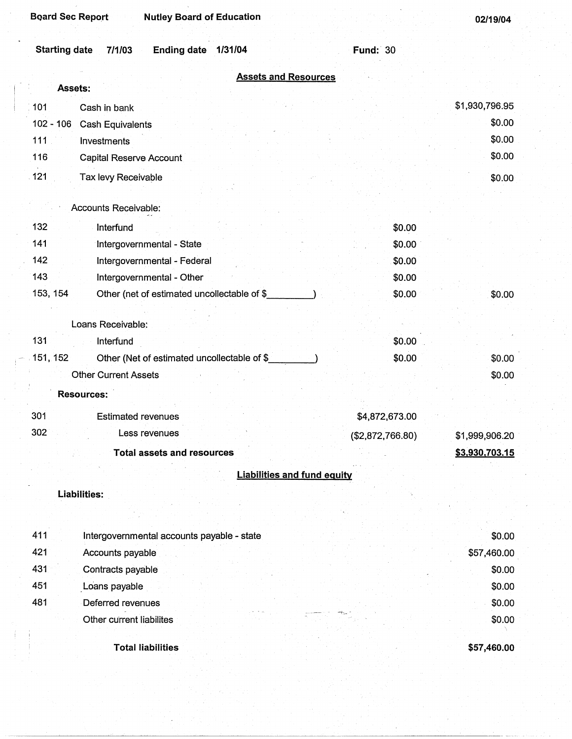Board Sec Report &nbsp;&nbsp;&nbsp;&nbsp; Nutley Board of Education &nbsp;&nbsp;&nbsp;&nbsp; 02/19/04

Starting date 7/1/03 &nbsp;&nbsp; Ending date 1/31/04 &nbsp;&nbsp;&nbsp;&nbsp; Fund: 30

## Assets and Resources

| Code | Description | | Amount |
|---|---|---|---|
| | **Assets:** | | |
| 101 | Cash in bank | | $1,930,796.95 |
| 102 - 106 | Cash Equivalents | | $0.00 |
| 111 | Investments | | $0.00 |
| 116 | Capital Reserve Account | | $0.00 |
| 121 | Tax levy Receivable | | $0.00 |
| | Accounts Receivable: | | |
| 132 | Interfund | $0.00 | |
| 141 | Intergovernmental - State | $0.00 | |
| 142 | Intergovernmental - Federal | $0.00 | |
| 143 | Intergovernmental - Other | $0.00 | |
| 153, 154 | Other (net of estimated uncollectable of $_________) | $0.00 | $0.00 |
| | Loans Receivable: | | |
| 131 | Interfund | $0.00 | |
| 151, 152 | Other (Net of estimated uncollectable of $_________) | $0.00 | $0.00 |
| | Other Current Assets | | $0.00 |
| | **Resources:** | | |
| 301 | Estimated revenues | $4,872,673.00 | |
| 302 | Less revenues | ($2,872,766.80) | $1,999,906.20 |
| | **Total assets and resources** | | **$3,930,703.15** |

## Liabilities and fund equity

| Code | Description | Amount |
|---|---|---|
| | **Liabilities:** | |
| 411 | Intergovernmental accounts payable - state | $0.00 |
| 421 | Accounts payable | $57,460.00 |
| 431 | Contracts payable | $0.00 |
| 451 | Loans payable | $0.00 |
| 481 | Deferred revenues | $0.00 |
| | Other current liabilites | $0.00 |
| | **Total liabilities** | **$57,460.00** |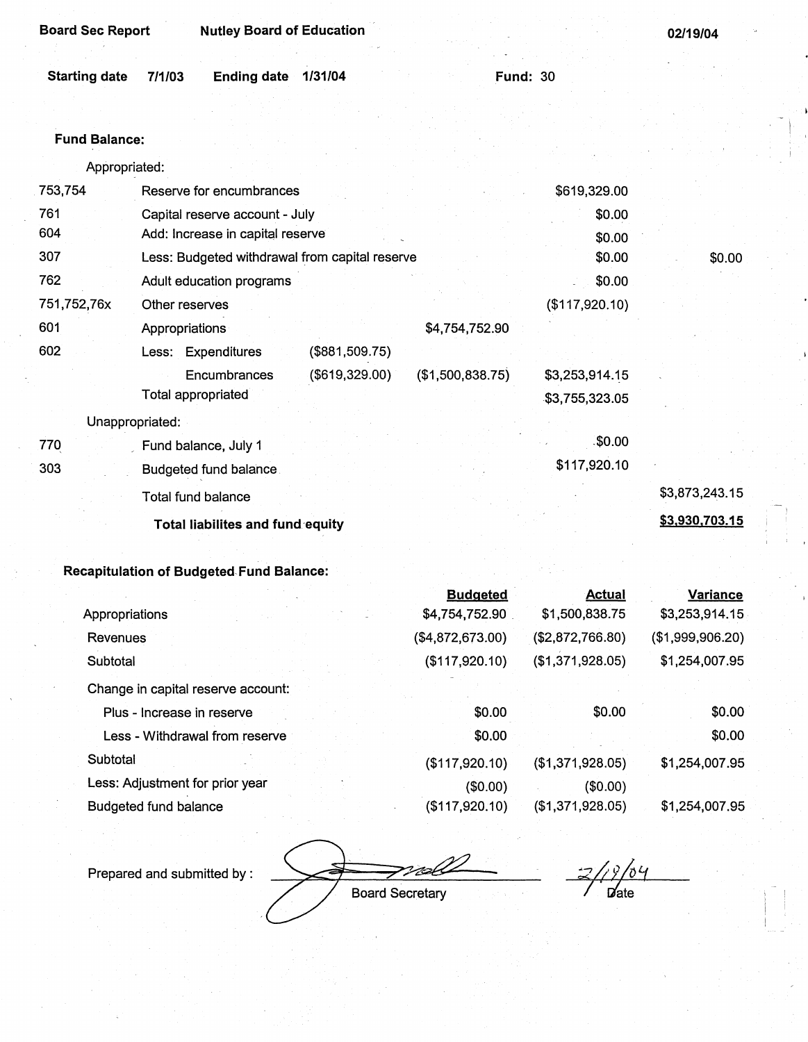Board Sec Report    Nutley Board of Education    02/19/04

Starting date 7/1/03    Ending date 1/31/04    Fund: 30

**Fund Balance:**

| | | | | | |
|---|---|---|---|---|---|
| | Appropriated: | | | | |
| 753,754 | Reserve for encumbrances | | | $619,329.00 | |
| 761 | Capital reserve account - July | | | $0.00 | |
| 604 | Add: Increase in capital reserve | | | $0.00 | |
| 307 | Less: Budgeted withdrawal from capital reserve | | | $0.00 | $0.00 |
| 762 | Adult education programs | | | $0.00 | |
| 751,752,76x | Other reserves | | | ($117,920.10) | |
| 601 | Appropriations | | $4,754,752.90 | | |
| 602 | Less: Expenditures | ($881,509.75) | | | |
| | Encumbrances | ($619,329.00) | ($1,500,838.75) | $3,253,914.15 | |
| | Total appropriated | | | $3,755,323.05 | |
| | Unappropriated: | | | | |
| 770 | Fund balance, July 1 | | | $0.00 | |
| 303 | Budgeted fund balance | | | $117,920.10 | |
| | Total fund balance | | | | $3,873,243.15 |
| | **Total liabilites and fund equity** | | | | **$3,930,703.15** |

**Recapitulation of Budgeted Fund Balance:**

| | Budgeted | Actual | Variance |
|---|---|---|---|
| Appropriations | $4,754,752.90 | $1,500,838.75 | $3,253,914.15 |
| Revenues | ($4,872,673.00) | ($2,872,766.80) | ($1,999,906.20) |
| Subtotal | ($117,920.10) | ($1,371,928.05) | $1,254,007.95 |
| Change in capital reserve account: | | | |
| Plus - Increase in reserve | $0.00 | $0.00 | $0.00 |
| Less - Withdrawal from reserve | $0.00 | | $0.00 |
| Subtotal | ($117,920.10) | ($1,371,928.05) | $1,254,007.95 |
| Less: Adjustment for prior year | ($0.00) | ($0.00) | |
| Budgeted fund balance | ($117,920.10) | ($1,371,928.05) | $1,254,007.95 |

Prepared and submitted by : ____________________ Board Secretary    2/19/04 Date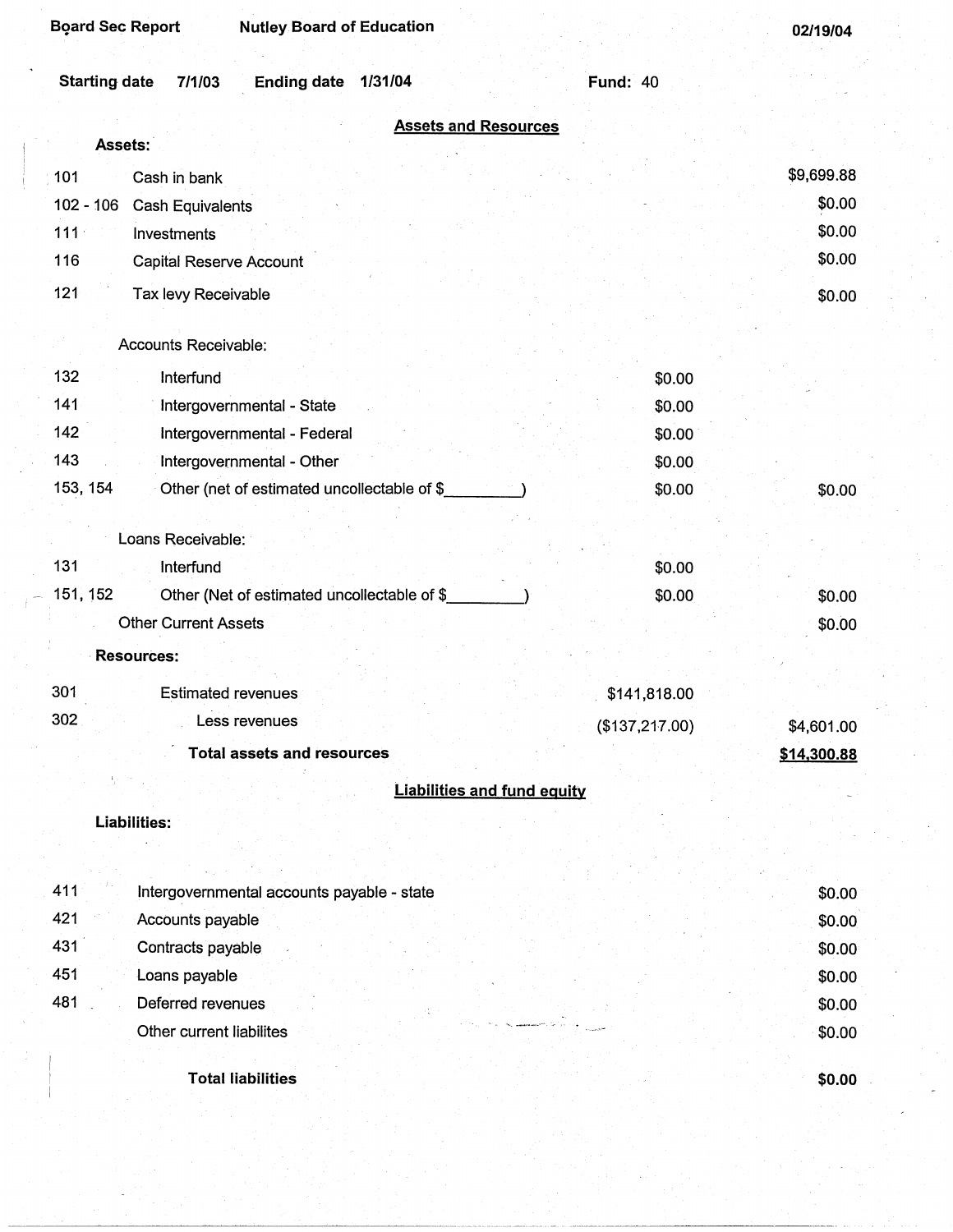Board Sec Report Nutley Board of Education 02/19/04

Starting date 7/1/03 Ending date 1/31/04 Fund: 40

## Assets and Resources

**Assets:**

| Code | Description | | Amount |
|---|---|---|---|
| 101 | Cash in bank | | $9,699.88 |
| 102 - 106 | Cash Equivalents | | $0.00 |
| 111 | Investments | | $0.00 |
| 116 | Capital Reserve Account | | $0.00 |
| 121 | Tax levy Receivable | | $0.00 |
| | Accounts Receivable: | | |
| 132 | Interfund | $0.00 | |
| 141 | Intergovernmental - State | $0.00 | |
| 142 | Intergovernmental - Federal | $0.00 | |
| 143 | Intergovernmental - Other | $0.00 | |
| 153, 154 | Other (net of estimated uncollectable of $_________) | $0.00 | $0.00 |
| | Loans Receivable: | | |
| 131 | Interfund | $0.00 | |
| 151, 152 | Other (Net of estimated uncollectable of $_________) | $0.00 | $0.00 |
| | Other Current Assets | | $0.00 |
| | **Resources:** | | |
| 301 | Estimated revenues | $141,818.00 | |
| 302 | Less revenues | ($137,217.00) | $4,601.00 |
| | **Total assets and resources** | | **$14,300.88** |

## Liabilities and fund equity

**Liabilities:**

| Code | Description | Amount |
|---|---|---|
| 411 | Intergovernmental accounts payable - state | $0.00 |
| 421 | Accounts payable | $0.00 |
| 431 | Contracts payable | $0.00 |
| 451 | Loans payable | $0.00 |
| 481 | Deferred revenues | $0.00 |
| | Other current liabilites | $0.00 |
| | **Total liabilities** | **$0.00** |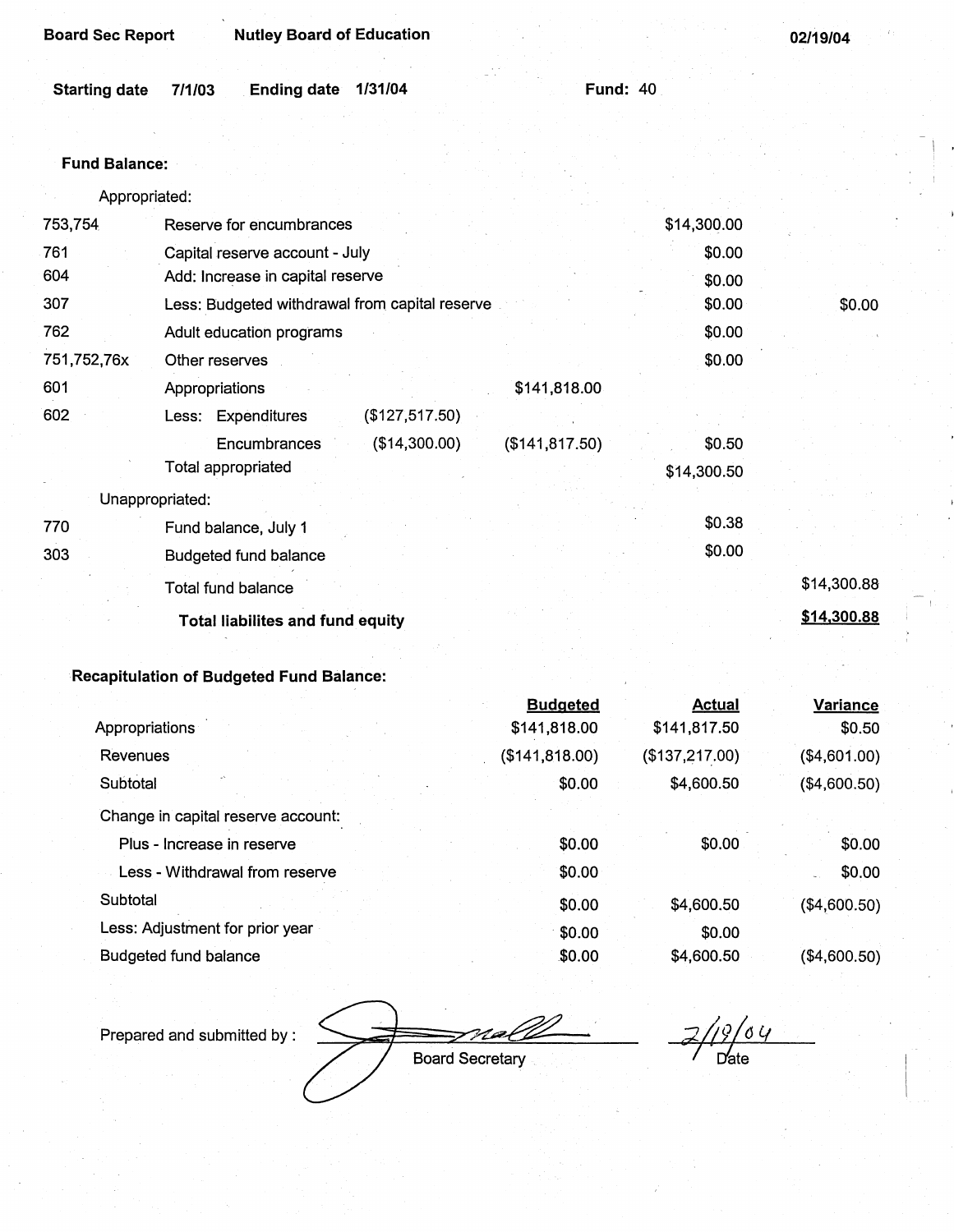Board Sec Report | Nutley Board of Education | 02/19/04

**Starting date** 7/1/03 **Ending date** 1/31/04 **Fund:** 40

**Fund Balance:**

| | | | | | |
|---|---|---|---|---|---|
| | Appropriated: | | | | |
| 753,754 | Reserve for encumbrances | | | $14,300.00 | |
| 761 | Capital reserve account - July | | | $0.00 | |
| 604 | Add: Increase in capital reserve | | | $0.00 | |
| 307 | Less: Budgeted withdrawal from capital reserve | | | $0.00 | $0.00 |
| 762 | Adult education programs | | | $0.00 | |
| 751,752,76x | Other reserves | | | $0.00 | |
| 601 | Appropriations | | $141,818.00 | | |
| 602 | Less: Expenditures | ($127,517.50) | | | |
| | Encumbrances | ($14,300.00) | ($141,817.50) | $0.50 | |
| | Total appropriated | | | $14,300.50 | |
| | Unappropriated: | | | | |
| 770 | Fund balance, July 1 | | | $0.38 | |
| 303 | Budgeted fund balance | | | $0.00 | |
| | Total fund balance | | | | $14,300.88 |
| | **Total liabilites and fund equity** | | | | **$14,300.88** |

**Recapitulation of Budgeted Fund Balance:**

| | Budgeted | Actual | Variance |
|---|---|---|---|
| Appropriations | $141,818.00 | $141,817.50 | $0.50 |
| Revenues | ($141,818.00) | ($137,217.00) | ($4,601.00) |
| Subtotal | $0.00 | $4,600.50 | ($4,600.50) |
| Change in capital reserve account: | | | |
| Plus - Increase in reserve | $0.00 | $0.00 | $0.00 |
| Less - Withdrawal from reserve | $0.00 | | $0.00 |
| Subtotal | $0.00 | $4,600.50 | ($4,600.50) |
| Less: Adjustment for prior year | $0.00 | $0.00 | |
| Budgeted fund balance | $0.00 | $4,600.50 | ($4,600.50) |

Prepared and submitted by : _______________ Board Secretary    2/19/04 Date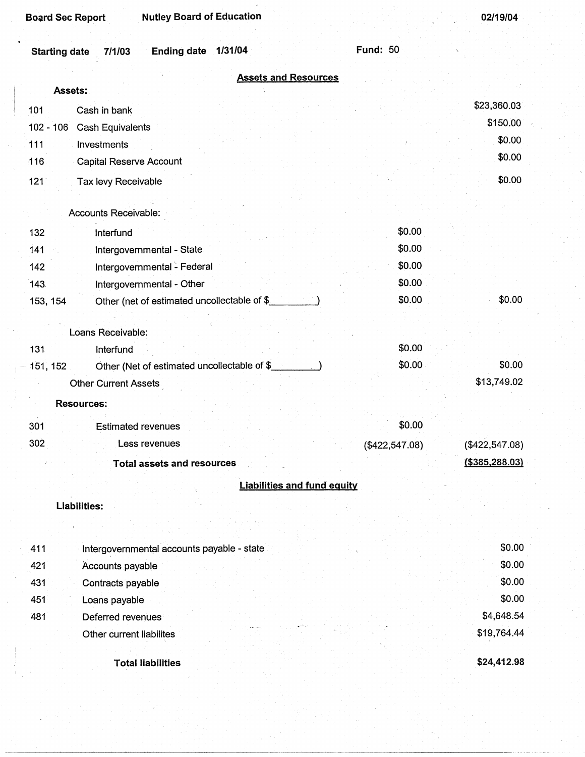Board Sec Report Nutley Board of Education 02/19/04

Starting date 7/1/03 Ending date 1/31/04 Fund: 50

## Assets and Resources

**Assets:**

| Code | Description | | Amount |
|---|---|---|---|
| 101 | Cash in bank | | $23,360.03 |
| 102 - 106 | Cash Equivalents | | $150.00 |
| 111 | Investments | | $0.00 |
| 116 | Capital Reserve Account | | $0.00 |
| 121 | Tax levy Receivable | | $0.00 |
| | Accounts Receivable: | | |
| 132 | Interfund | $0.00 | |
| 141 | Intergovernmental - State | $0.00 | |
| 142 | Intergovernmental - Federal | $0.00 | |
| 143 | Intergovernmental - Other | $0.00 | |
| 153, 154 | Other (net of estimated uncollectable of $_________) | $0.00 | $0.00 |
| | Loans Receivable: | | |
| 131 | Interfund | $0.00 | |
| 151, 152 | Other (Net of estimated uncollectable of $_________) | $0.00 | $0.00 |
| | Other Current Assets | | $13,749.02 |
| | **Resources:** | | |
| 301 | Estimated revenues | $0.00 | |
| 302 | Less revenues | ($422,547.08) | ($422,547.08) |
| | **Total assets and resources** | | **($385,288.03)** |

## Liabilities and fund equity

**Liabilities:**

| Code | Description | Amount |
|---|---|---|
| 411 | Intergovernmental accounts payable - state | $0.00 |
| 421 | Accounts payable | $0.00 |
| 431 | Contracts payable | $0.00 |
| 451 | Loans payable | $0.00 |
| 481 | Deferred revenues | $4,648.54 |
| | Other current liabilites | $19,764.44 |
| | **Total liabilities** | **$24,412.98** |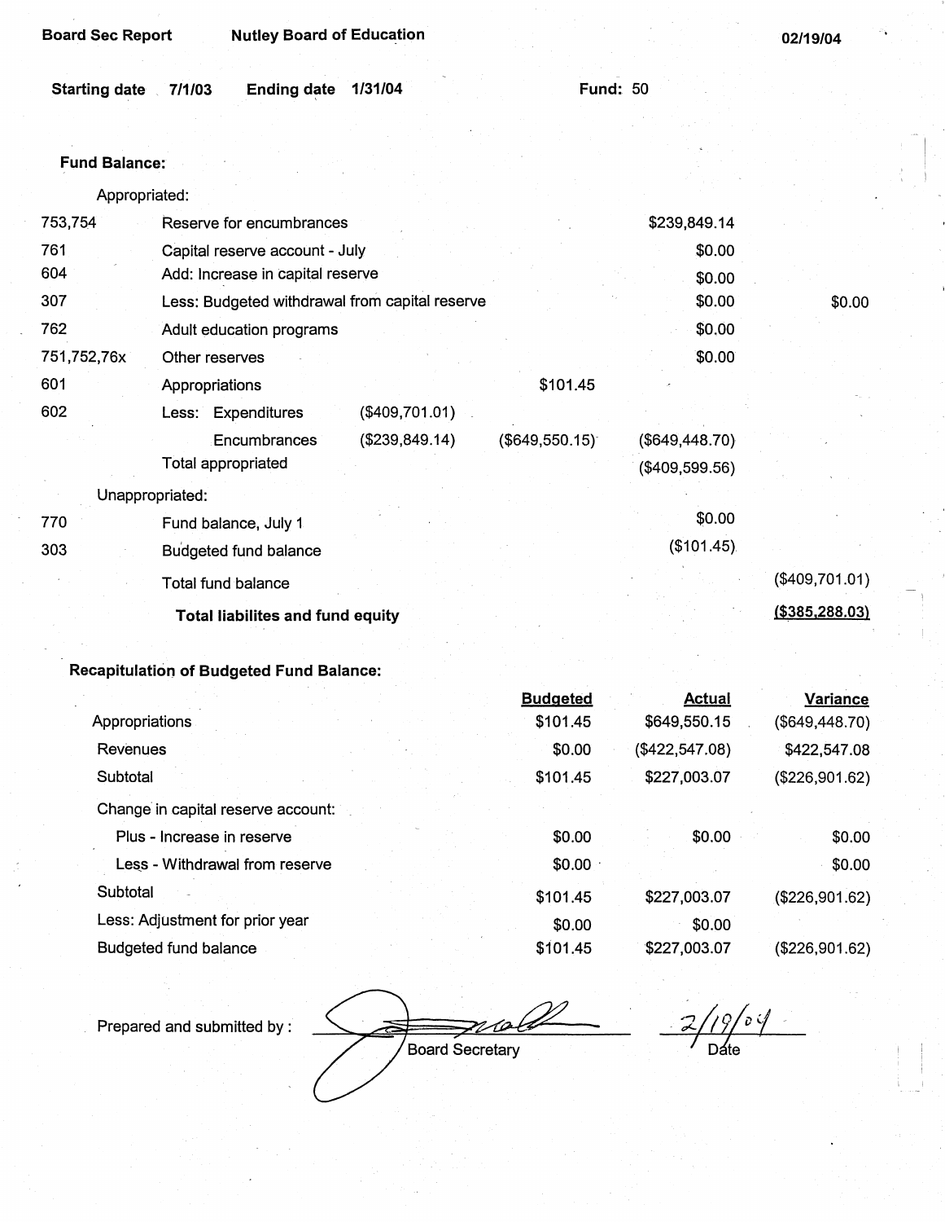Board Sec Report | Nutley Board of Education | 02/19/04

Starting date 7/1/03 | Ending date 1/31/04 | Fund: 50

**Fund Balance:**

| Code | Description | | | | |
|---|---|---|---|---|---|
| | Appropriated: | | | | |
| 753,754 | Reserve for encumbrances | | | $239,849.14 | |
| 761 | Capital reserve account - July | | | $0.00 | |
| 604 | Add: Increase in capital reserve | | | $0.00 | |
| 307 | Less: Budgeted withdrawal from capital reserve | | | $0.00 | $0.00 |
| 762 | Adult education programs | | | $0.00 | |
| 751,752,76x | Other reserves | | | $0.00 | |
| 601 | Appropriations | | $101.45 | | |
| 602 | Less: Expenditures | ($409,701.01) | | | |
| | Encumbrances | ($239,849.14) | ($649,550.15) | ($649,448.70) | |
| | Total appropriated | | | ($409,599.56) | |
| | Unappropriated: | | | | |
| 770 | Fund balance, July 1 | | | $0.00 | |
| 303 | Budgeted fund balance | | | ($101.45) | |
| | Total fund balance | | | | ($409,701.01) |
| | **Total liabilites and fund equity** | | | | **($385,288.03)** |

**Recapitulation of Budgeted Fund Balance:**

| | Budgeted | Actual | Variance |
|---|---|---|---|
| Appropriations | $101.45 | $649,550.15 | ($649,448.70) |
| Revenues | $0.00 | ($422,547.08) | $422,547.08 |
| Subtotal | $101.45 | $227,003.07 | ($226,901.62) |
| Change in capital reserve account: | | | |
| Plus - Increase in reserve | $0.00 | $0.00 | $0.00 |
| Less - Withdrawal from reserve | $0.00 | | $0.00 |
| Subtotal | $101.45 | $227,003.07 | ($226,901.62) |
| Less: Adjustment for prior year | $0.00 | $0.00 | |
| Budgeted fund balance | $101.45 | $227,003.07 | ($226,901.62) |

Prepared and submitted by : ____________________ Board Secretary &nbsp;&nbsp;&nbsp; 2/19/04 Date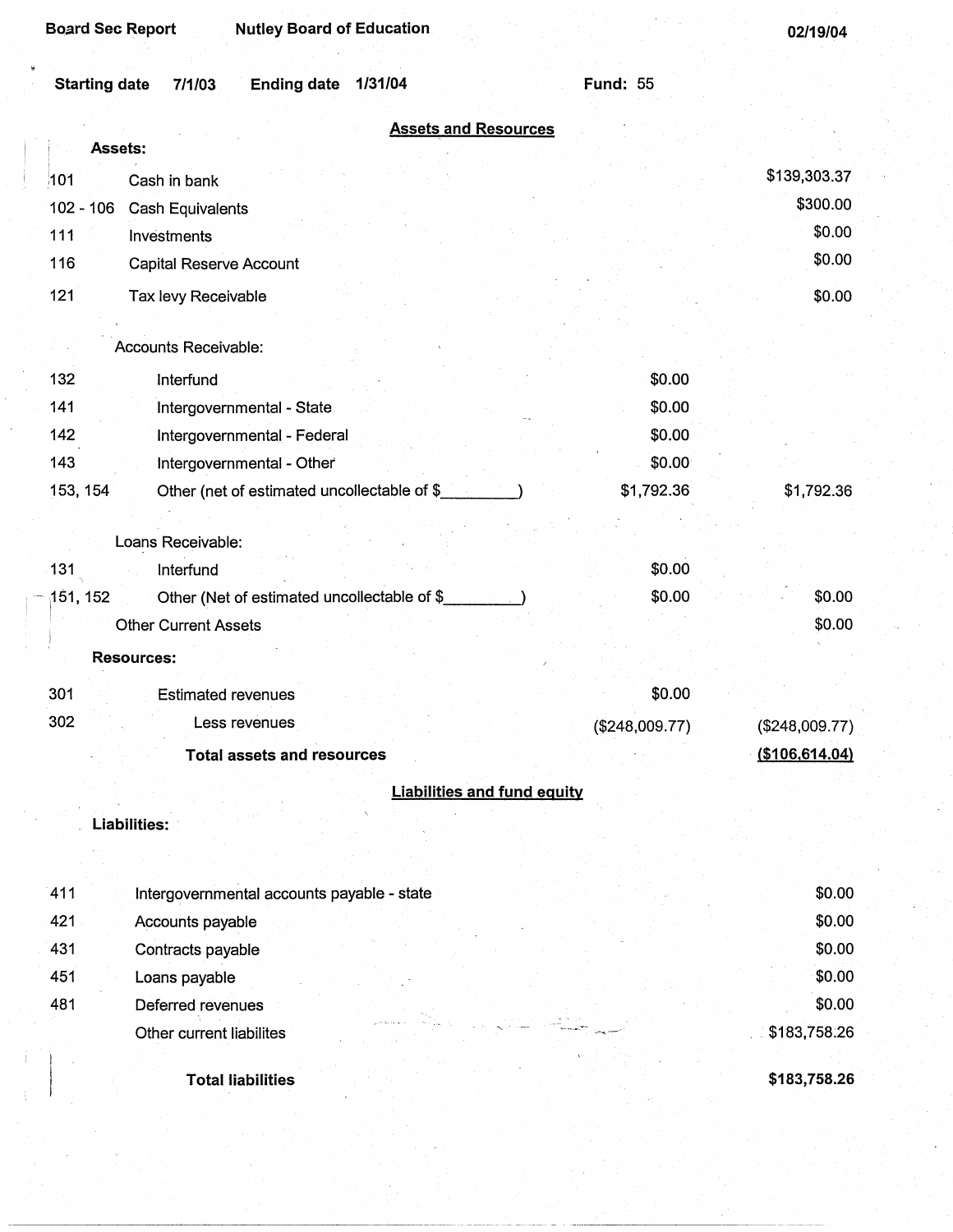Board Sec Report | Nutley Board of Education | 02/19/04

Starting date 7/1/03 | Ending date 1/31/04 | Fund: 55

## Assets and Resources

**Assets:**

| | | | |
|---|---|---|---|
| 101 | Cash in bank | | $139,303.37 |
| 102 - 106 | Cash Equivalents | | $300.00 |
| 111 | Investments | | $0.00 |
| 116 | Capital Reserve Account | | $0.00 |
| 121 | Tax levy Receivable | | $0.00 |
| | Accounts Receivable: | | |
| 132 | Interfund | $0.00 | |
| 141 | Intergovernmental - State | $0.00 | |
| 142 | Intergovernmental - Federal | $0.00 | |
| 143 | Intergovernmental - Other | $0.00 | |
| 153, 154 | Other (net of estimated uncollectable of $_________) | $1,792.36 | $1,792.36 |
| | Loans Receivable: | | |
| 131 | Interfund | $0.00 | |
| 151, 152 | Other (Net of estimated uncollectable of $_________) | $0.00 | $0.00 |
| | Other Current Assets | | $0.00 |
| | **Resources:** | | |
| 301 | Estimated revenues | $0.00 | |
| 302 | Less revenues | ($248,009.77) | ($248,009.77) |
| | **Total assets and resources** | | **($106,614.04)** |

## Liabilities and fund equity

**Liabilities:**

| | | |
|---|---|---|
| 411 | Intergovernmental accounts payable - state | $0.00 |
| 421 | Accounts payable | $0.00 |
| 431 | Contracts payable | $0.00 |
| 451 | Loans payable | $0.00 |
| 481 | Deferred revenues | $0.00 |
| | Other current liabilites | $183,758.26 |
| | **Total liabilities** | **$183,758.26** |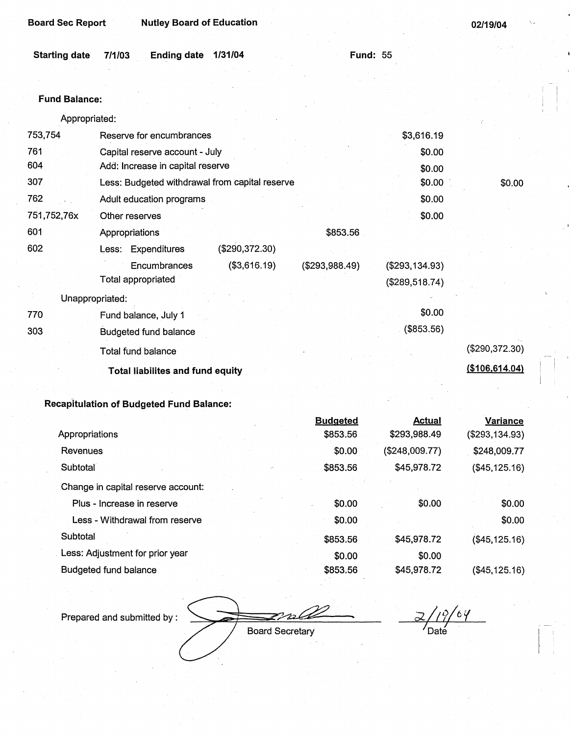Board Sec Report　　Nutley Board of Education　　02/19/04

**Starting date** 7/1/03　　**Ending date** 1/31/04　　**Fund:** 55

**Fund Balance:**

| | | | | | |
|---|---|---|---|---|---|
| | Appropriated: | | | | |
| 753,754 | Reserve for encumbrances | | | $3,616.19 | |
| 761 | Capital reserve account - July | | | $0.00 | |
| 604 | Add: Increase in capital reserve | | | $0.00 | |
| 307 | Less: Budgeted withdrawal from capital reserve | | | $0.00 | $0.00 |
| 762 | Adult education programs | | | $0.00 | |
| 751,752,76x | Other reserves | | | $0.00 | |
| 601 | Appropriations | | $853.56 | | |
| 602 | Less: Expenditures | ($290,372.30) | | | |
| | Encumbrances | ($3,616.19) | ($293,988.49) | ($293,134.93) | |
| | Total appropriated | | | ($289,518.74) | |
| | Unappropriated: | | | | |
| 770 | Fund balance, July 1 | | | $0.00 | |
| 303 | Budgeted fund balance | | | ($853.56) | |
| | Total fund balance | | | | ($290,372.30) |
| | **Total liabilites and fund equity** | | | | **($106,614.04)** |

**Recapitulation of Budgeted Fund Balance:**

| | Budgeted | Actual | Variance |
|---|---|---|---|
| Appropriations | $853.56 | $293,988.49 | ($293,134.93) |
| Revenues | $0.00 | ($248,009.77) | $248,009.77 |
| Subtotal | $853.56 | $45,978.72 | ($45,125.16) |
| Change in capital reserve account: | | | |
| Plus - Increase in reserve | $0.00 | $0.00 | $0.00 |
| Less - Withdrawal from reserve | $0.00 | | $0.00 |
| Subtotal | $853.56 | $45,978.72 | ($45,125.16) |
| Less: Adjustment for prior year | $0.00 | $0.00 | |
| Budgeted fund balance | $853.56 | $45,978.72 | ($45,125.16) |

Prepared and submitted by : ______________________ Board Secretary　　2/19/04 Date